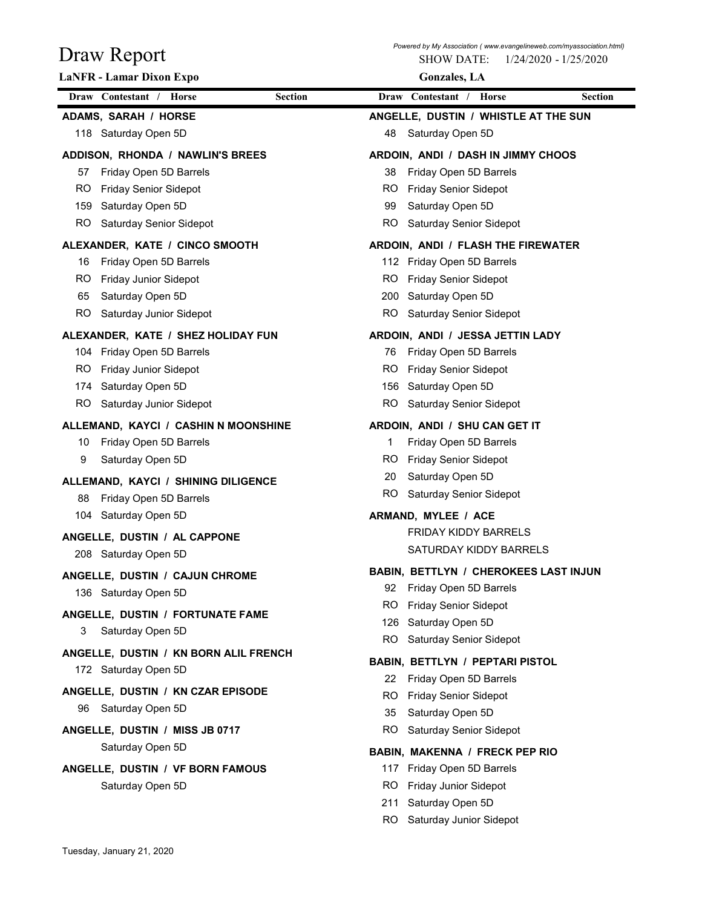# Draw Report

**LaNFR - Lamar Dixon Expo**

*Powered by My Association ( www.evangelineweb.com/myassociation.html)*

SHOW DATE: 1/24/2020 - 1/25/2020

**Gonzales, LA**

| Draw | Contestant / Horse | Section |
|---|---|---|
| | **ADAMS, SARAH / HORSE** | |
| 118 | Saturday Open 5D | |
| | **ADDISON, RHONDA / NAWLIN'S BREES** | |
| 57 | Friday Open 5D Barrels | |
| RO | Friday Senior Sidepot | |
| 159 | Saturday Open 5D | |
| RO | Saturday Senior Sidepot | |
| | **ALEXANDER, KATE / CINCO SMOOTH** | |
| 16 | Friday Open 5D Barrels | |
| RO | Friday Junior Sidepot | |
| 65 | Saturday Open 5D | |
| RO | Saturday Junior Sidepot | |
| | **ALEXANDER, KATE / SHEZ HOLIDAY FUN** | |
| 104 | Friday Open 5D Barrels | |
| RO | Friday Junior Sidepot | |
| 174 | Saturday Open 5D | |
| RO | Saturday Junior Sidepot | |
| | **ALLEMAND, KAYCI / CASHIN N MOONSHINE** | |
| 10 | Friday Open 5D Barrels | |
| 9 | Saturday Open 5D | |
| | **ALLEMAND, KAYCI / SHINING DILIGENCE** | |
| 88 | Friday Open 5D Barrels | |
| 104 | Saturday Open 5D | |
| | **ANGELLE, DUSTIN / AL CAPPONE** | |
| 208 | Saturday Open 5D | |
| | **ANGELLE, DUSTIN / CAJUN CHROME** | |
| 136 | Saturday Open 5D | |
| | **ANGELLE, DUSTIN / FORTUNATE FAME** | |
| 3 | Saturday Open 5D | |
| | **ANGELLE, DUSTIN / KN BORN ALIL FRENCH** | |
| 172 | Saturday Open 5D | |
| | **ANGELLE, DUSTIN / KN CZAR EPISODE** | |
| 96 | Saturday Open 5D | |
| | **ANGELLE, DUSTIN / MISS JB 0717** | |
| | Saturday Open 5D | |
| | **ANGELLE, DUSTIN / VF BORN FAMOUS** | |
| | Saturday Open 5D | |
| | **ANGELLE, DUSTIN / WHISTLE AT THE SUN** | |
| 48 | Saturday Open 5D | |
| | **ARDOIN, ANDI / DASH IN JIMMY CHOOS** | |
| 38 | Friday Open 5D Barrels | |
| RO | Friday Senior Sidepot | |
| 99 | Saturday Open 5D | |
| RO | Saturday Senior Sidepot | |
| | **ARDOIN, ANDI / FLASH THE FIREWATER** | |
| 112 | Friday Open 5D Barrels | |
| RO | Friday Senior Sidepot | |
| 200 | Saturday Open 5D | |
| RO | Saturday Senior Sidepot | |
| | **ARDOIN, ANDI / JESSA JETTIN LADY** | |
| 76 | Friday Open 5D Barrels | |
| RO | Friday Senior Sidepot | |
| 156 | Saturday Open 5D | |
| RO | Saturday Senior Sidepot | |
| | **ARDOIN, ANDI / SHU CAN GET IT** | |
| 1 | Friday Open 5D Barrels | |
| RO | Friday Senior Sidepot | |
| 20 | Saturday Open 5D | |
| RO | Saturday Senior Sidepot | |
| | **ARMAND, MYLEE / ACE** | |
| | FRIDAY KIDDY BARRELS | |
| | SATURDAY KIDDY BARRELS | |
| | **BABIN, BETTLYN / CHEROKEES LAST INJUN** | |
| 92 | Friday Open 5D Barrels | |
| RO | Friday Senior Sidepot | |
| 126 | Saturday Open 5D | |
| RO | Saturday Senior Sidepot | |
| | **BABIN, BETTLYN / PEPTARI PISTOL** | |
| 22 | Friday Open 5D Barrels | |
| RO | Friday Senior Sidepot | |
| 35 | Saturday Open 5D | |
| RO | Saturday Senior Sidepot | |
| | **BABIN, MAKENNA / FRECK PEP RIO** | |
| 117 | Friday Open 5D Barrels | |
| RO | Friday Junior Sidepot | |
| 211 | Saturday Open 5D | |
| RO | Saturday Junior Sidepot | |

Tuesday, January 21, 2020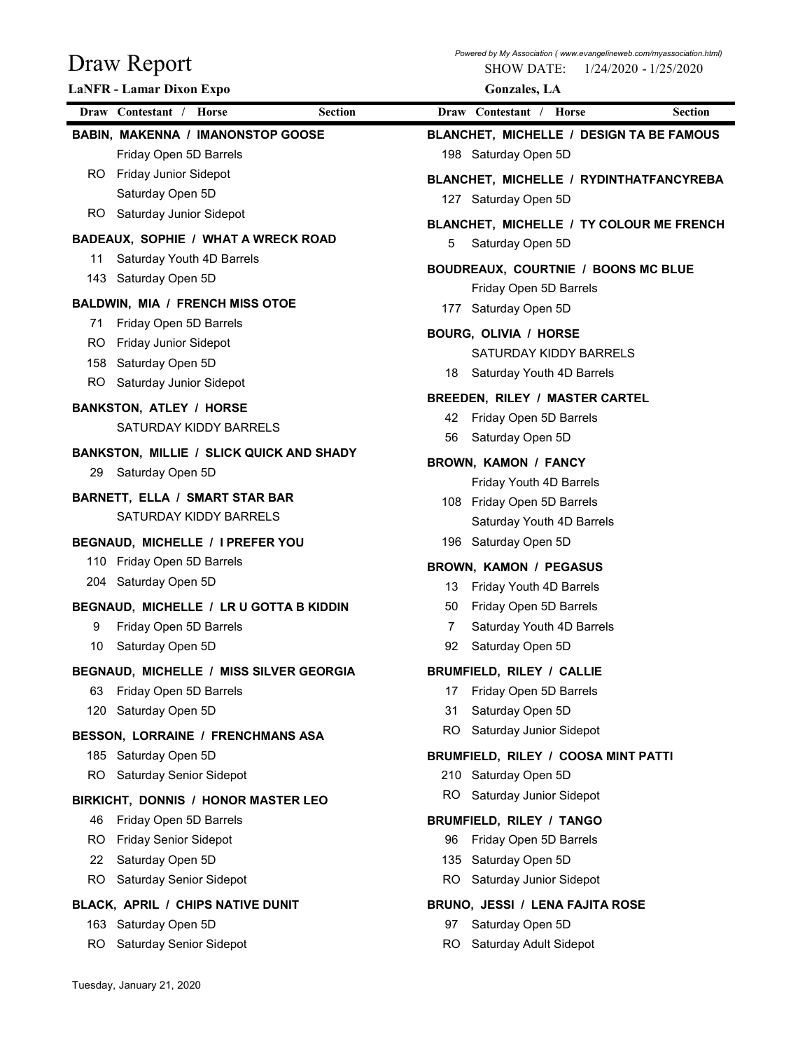# Draw Report

Powered by My Association ( www.evangelineweb.com/myassociation.html)

SHOW DATE: 1/24/2020 - 1/25/2020

**LaNFR - Lamar Dixon Expo** — **Gonzales, LA**

| Draw | Contestant / Horse | Section |
|---|---|---|
| | **BABIN, MAKENNA / IMANONSTOP GOOSE** | |
| | Friday Open 5D Barrels | |
| RO | Friday Junior Sidepot | |
| | Saturday Open 5D | |
| RO | Saturday Junior Sidepot | |
| | **BADEAUX, SOPHIE / WHAT A WRECK ROAD** | |
| 11 | Saturday Youth 4D Barrels | |
| 143 | Saturday Open 5D | |
| | **BALDWIN, MIA / FRENCH MISS OTOE** | |
| 71 | Friday Open 5D Barrels | |
| RO | Friday Junior Sidepot | |
| 158 | Saturday Open 5D | |
| RO | Saturday Junior Sidepot | |
| | **BANKSTON, ATLEY / HORSE** | |
| | SATURDAY KIDDY BARRELS | |
| | **BANKSTON, MILLIE / SLICK QUICK AND SHADY** | |
| 29 | Saturday Open 5D | |
| | **BARNETT, ELLA / SMART STAR BAR** | |
| | SATURDAY KIDDY BARRELS | |
| | **BEGNAUD, MICHELLE / I PREFER YOU** | |
| 110 | Friday Open 5D Barrels | |
| 204 | Saturday Open 5D | |
| | **BEGNAUD, MICHELLE / LR U GOTTA B KIDDIN** | |
| 9 | Friday Open 5D Barrels | |
| 10 | Saturday Open 5D | |
| | **BEGNAUD, MICHELLE / MISS SILVER GEORGIA** | |
| 63 | Friday Open 5D Barrels | |
| 120 | Saturday Open 5D | |
| | **BESSON, LORRAINE / FRENCHMANS ASA** | |
| 185 | Saturday Open 5D | |
| RO | Saturday Senior Sidepot | |
| | **BIRKICHT, DONNIS / HONOR MASTER LEO** | |
| 46 | Friday Open 5D Barrels | |
| RO | Friday Senior Sidepot | |
| 22 | Saturday Open 5D | |
| RO | Saturday Senior Sidepot | |
| | **BLACK, APRIL / CHIPS NATIVE DUNIT** | |
| 163 | Saturday Open 5D | |
| RO | Saturday Senior Sidepot | |
| | **BLANCHET, MICHELLE / DESIGN TA BE FAMOUS** | |
| 198 | Saturday Open 5D | |
| | **BLANCHET, MICHELLE / RYDINTHATFANCYREBA** | |
| 127 | Saturday Open 5D | |
| | **BLANCHET, MICHELLE / TY COLOUR ME FRENCH** | |
| 5 | Saturday Open 5D | |
| | **BOUDREAUX, COURTNIE / BOONS MC BLUE** | |
| | Friday Open 5D Barrels | |
| 177 | Saturday Open 5D | |
| | **BOURG, OLIVIA / HORSE** | |
| | SATURDAY KIDDY BARRELS | |
| 18 | Saturday Youth 4D Barrels | |
| | **BREEDEN, RILEY / MASTER CARTEL** | |
| 42 | Friday Open 5D Barrels | |
| 56 | Saturday Open 5D | |
| | **BROWN, KAMON / FANCY** | |
| | Friday Youth 4D Barrels | |
| 108 | Friday Open 5D Barrels | |
| | Saturday Youth 4D Barrels | |
| 196 | Saturday Open 5D | |
| | **BROWN, KAMON / PEGASUS** | |
| 13 | Friday Youth 4D Barrels | |
| 50 | Friday Open 5D Barrels | |
| 7 | Saturday Youth 4D Barrels | |
| 92 | Saturday Open 5D | |
| | **BRUMFIELD, RILEY / CALLIE** | |
| 17 | Friday Open 5D Barrels | |
| 31 | Saturday Open 5D | |
| RO | Saturday Junior Sidepot | |
| | **BRUMFIELD, RILEY / COOSA MINT PATTI** | |
| 210 | Saturday Open 5D | |
| RO | Saturday Junior Sidepot | |
| | **BRUMFIELD, RILEY / TANGO** | |
| 96 | Friday Open 5D Barrels | |
| 135 | Saturday Open 5D | |
| RO | Saturday Junior Sidepot | |
| | **BRUNO, JESSI / LENA FAJITA ROSE** | |
| 97 | Saturday Open 5D | |
| RO | Saturday Adult Sidepot | |

Tuesday, January 21, 2020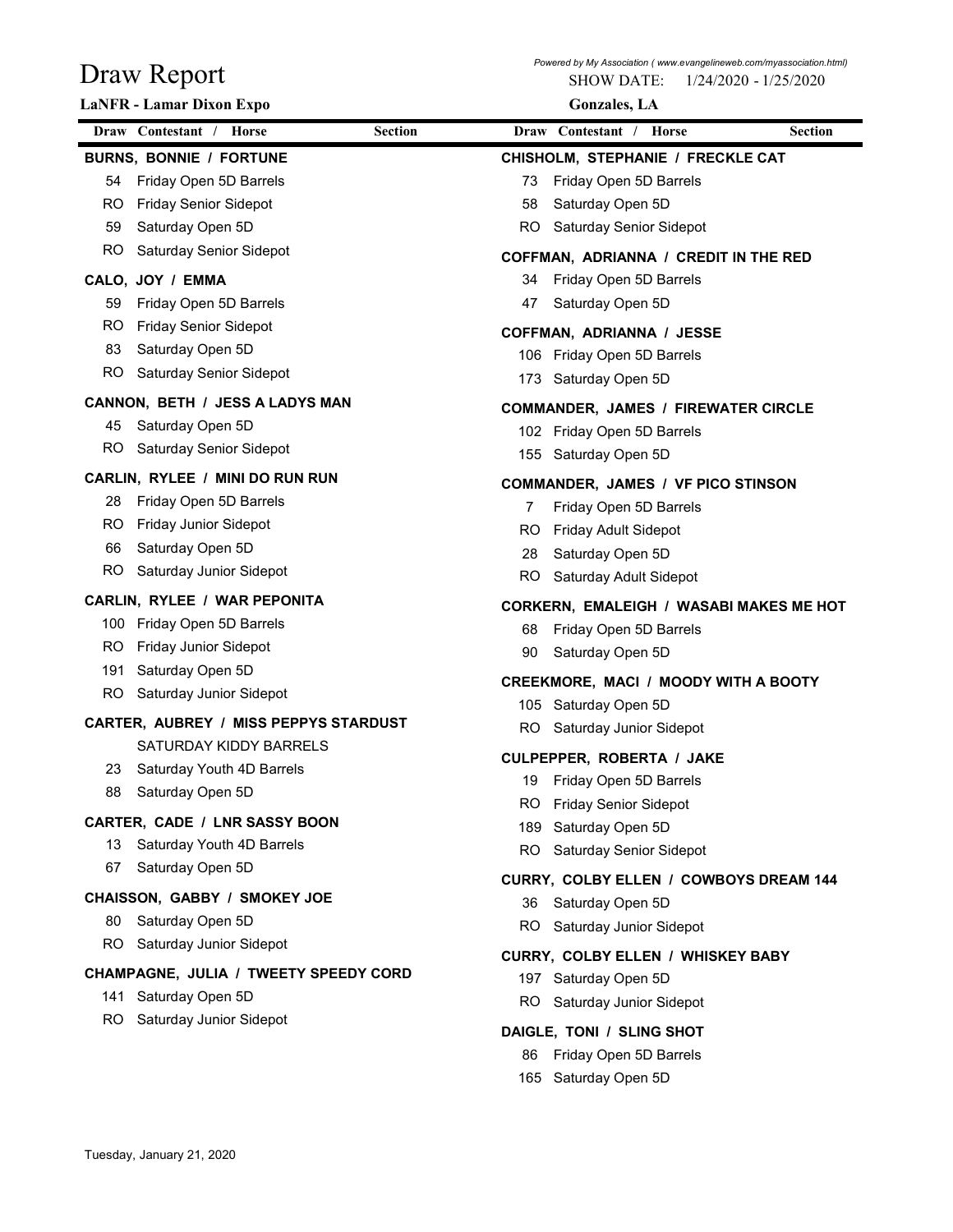# Draw Report

**LaNFR - Lamar Dixon Expo**

*Powered by My Association ( www.evangelineweb.com/myassociation.html)*

SHOW DATE: 1/24/2020 - 1/25/2020

**Gonzales, LA**

| Draw | Contestant / Horse | Section |
|---|---|---|

**BURNS, BONNIE / FORTUNE**

| Draw | Section |
|---|---|
| 54 | Friday Open 5D Barrels |
| RO | Friday Senior Sidepot |
| 59 | Saturday Open 5D |
| RO | Saturday Senior Sidepot |

**CALO, JOY / EMMA**

| Draw | Section |
|---|---|
| 59 | Friday Open 5D Barrels |
| RO | Friday Senior Sidepot |
| 83 | Saturday Open 5D |
| RO | Saturday Senior Sidepot |

**CANNON, BETH / JESS A LADYS MAN**

| Draw | Section |
|---|---|
| 45 | Saturday Open 5D |
| RO | Saturday Senior Sidepot |

**CARLIN, RYLEE / MINI DO RUN RUN**

| Draw | Section |
|---|---|
| 28 | Friday Open 5D Barrels |
| RO | Friday Junior Sidepot |
| 66 | Saturday Open 5D |
| RO | Saturday Junior Sidepot |

**CARLIN, RYLEE / WAR PEPONITA**

| Draw | Section |
|---|---|
| 100 | Friday Open 5D Barrels |
| RO | Friday Junior Sidepot |
| 191 | Saturday Open 5D |
| RO | Saturday Junior Sidepot |

**CARTER, AUBREY / MISS PEPPYS STARDUST**

| Draw | Section |
|---|---|
| | SATURDAY KIDDY BARRELS |
| 23 | Saturday Youth 4D Barrels |
| 88 | Saturday Open 5D |

**CARTER, CADE / LNR SASSY BOON**

| Draw | Section |
|---|---|
| 13 | Saturday Youth 4D Barrels |
| 67 | Saturday Open 5D |

**CHAISSON, GABBY / SMOKEY JOE**

| Draw | Section |
|---|---|
| 80 | Saturday Open 5D |
| RO | Saturday Junior Sidepot |

**CHAMPAGNE, JULIA / TWEETY SPEEDY CORD**

| Draw | Section |
|---|---|
| 141 | Saturday Open 5D |
| RO | Saturday Junior Sidepot |

**CHISHOLM, STEPHANIE / FRECKLE CAT**

| Draw | Section |
|---|---|
| 73 | Friday Open 5D Barrels |
| 58 | Saturday Open 5D |
| RO | Saturday Senior Sidepot |

**COFFMAN, ADRIANNA / CREDIT IN THE RED**

| Draw | Section |
|---|---|
| 34 | Friday Open 5D Barrels |
| 47 | Saturday Open 5D |

**COFFMAN, ADRIANNA / JESSE**

| Draw | Section |
|---|---|
| 106 | Friday Open 5D Barrels |
| 173 | Saturday Open 5D |

**COMMANDER, JAMES / FIREWATER CIRCLE**

| Draw | Section |
|---|---|
| 102 | Friday Open 5D Barrels |
| 155 | Saturday Open 5D |

**COMMANDER, JAMES / VF PICO STINSON**

| Draw | Section |
|---|---|
| 7 | Friday Open 5D Barrels |
| RO | Friday Adult Sidepot |
| 28 | Saturday Open 5D |
| RO | Saturday Adult Sidepot |

**CORKERN, EMALEIGH / WASABI MAKES ME HOT**

| Draw | Section |
|---|---|
| 68 | Friday Open 5D Barrels |
| 90 | Saturday Open 5D |

**CREEKMORE, MACI / MOODY WITH A BOOTY**

| Draw | Section |
|---|---|
| 105 | Saturday Open 5D |
| RO | Saturday Junior Sidepot |

**CULPEPPER, ROBERTA / JAKE**

| Draw | Section |
|---|---|
| 19 | Friday Open 5D Barrels |
| RO | Friday Senior Sidepot |
| 189 | Saturday Open 5D |
| RO | Saturday Senior Sidepot |

**CURRY, COLBY ELLEN / COWBOYS DREAM 144**

| Draw | Section |
|---|---|
| 36 | Saturday Open 5D |
| RO | Saturday Junior Sidepot |

**CURRY, COLBY ELLEN / WHISKEY BABY**

| Draw | Section |
|---|---|
| 197 | Saturday Open 5D |
| RO | Saturday Junior Sidepot |

**DAIGLE, TONI / SLING SHOT**

| Draw | Section |
|---|---|
| 86 | Friday Open 5D Barrels |
| 165 | Saturday Open 5D |

Tuesday, January 21, 2020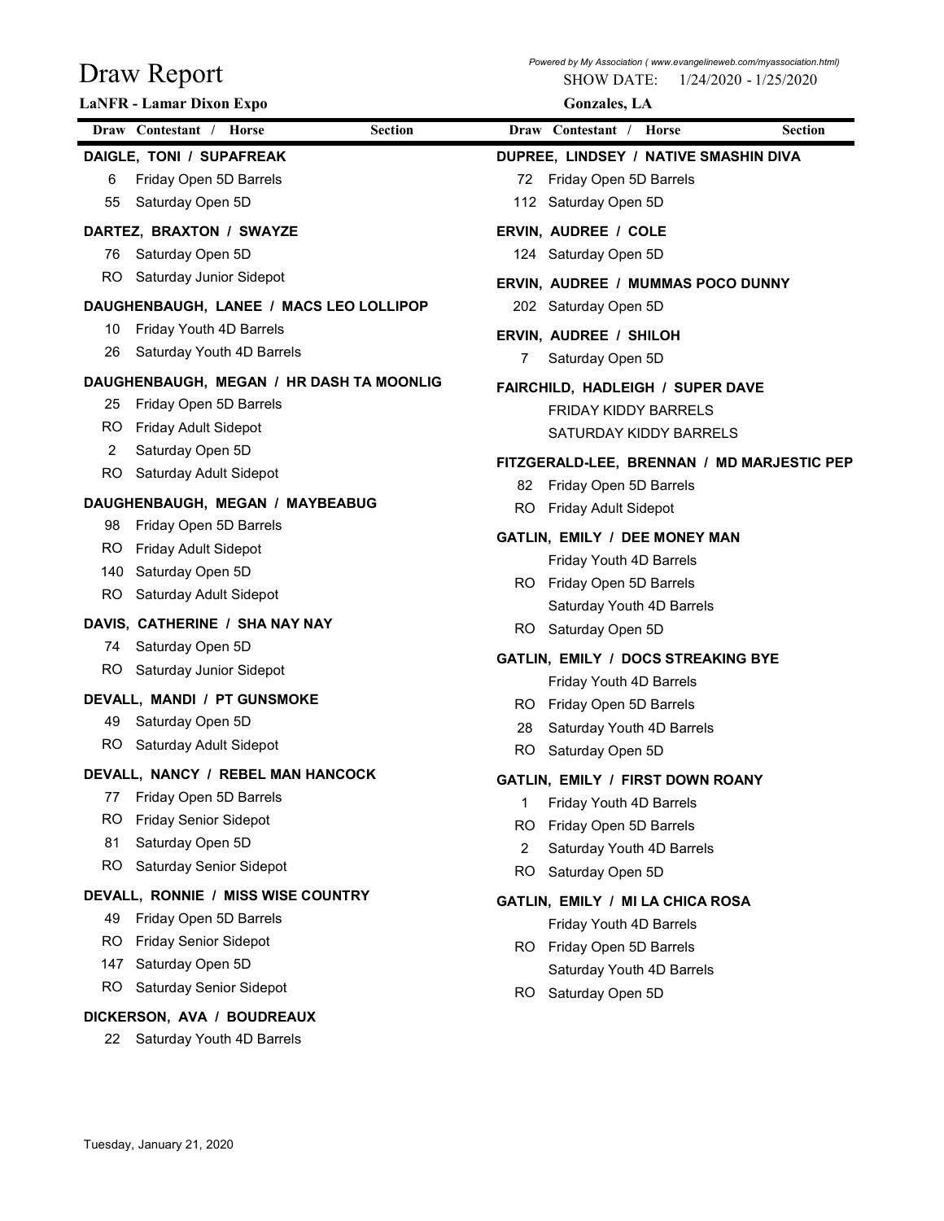# Draw Report

**LaNFR - Lamar Dixon Expo**

*Powered by My Association ( www.evangelineweb.com/myassociation.html)*

SHOW DATE: 1/24/2020 - 1/25/2020

**Gonzales, LA**

| Draw | Contestant / Horse | Section |
|---|---|---|
| | **DAIGLE, TONI / SUPAFREAK** | |
| 6 | Friday Open 5D Barrels | |
| 55 | Saturday Open 5D | |
| | **DARTEZ, BRAXTON / SWAYZE** | |
| 76 | Saturday Open 5D | |
| RO | Saturday Junior Sidepot | |
| | **DAUGHENBAUGH, LANEE / MACS LEO LOLLIPOP** | |
| 10 | Friday Youth 4D Barrels | |
| 26 | Saturday Youth 4D Barrels | |
| | **DAUGHENBAUGH, MEGAN / HR DASH TA MOONLIG** | |
| 25 | Friday Open 5D Barrels | |
| RO | Friday Adult Sidepot | |
| 2 | Saturday Open 5D | |
| RO | Saturday Adult Sidepot | |
| | **DAUGHENBAUGH, MEGAN / MAYBEABUG** | |
| 98 | Friday Open 5D Barrels | |
| RO | Friday Adult Sidepot | |
| 140 | Saturday Open 5D | |
| RO | Saturday Adult Sidepot | |
| | **DAVIS, CATHERINE / SHA NAY NAY** | |
| 74 | Saturday Open 5D | |
| RO | Saturday Junior Sidepot | |
| | **DEVALL, MANDI / PT GUNSMOKE** | |
| 49 | Saturday Open 5D | |
| RO | Saturday Adult Sidepot | |
| | **DEVALL, NANCY / REBEL MAN HANCOCK** | |
| 77 | Friday Open 5D Barrels | |
| RO | Friday Senior Sidepot | |
| 81 | Saturday Open 5D | |
| RO | Saturday Senior Sidepot | |
| | **DEVALL, RONNIE / MISS WISE COUNTRY** | |
| 49 | Friday Open 5D Barrels | |
| RO | Friday Senior Sidepot | |
| 147 | Saturday Open 5D | |
| RO | Saturday Senior Sidepot | |
| | **DICKERSON, AVA / BOUDREAUX** | |
| 22 | Saturday Youth 4D Barrels | |
| | **DUPREE, LINDSEY / NATIVE SMASHIN DIVA** | |
| 72 | Friday Open 5D Barrels | |
| 112 | Saturday Open 5D | |
| | **ERVIN, AUDREE / COLE** | |
| 124 | Saturday Open 5D | |
| | **ERVIN, AUDREE / MUMMAS POCO DUNNY** | |
| 202 | Saturday Open 5D | |
| | **ERVIN, AUDREE / SHILOH** | |
| 7 | Saturday Open 5D | |
| | **FAIRCHILD, HADLEIGH / SUPER DAVE** | |
| | FRIDAY KIDDY BARRELS | |
| | SATURDAY KIDDY BARRELS | |
| | **FITZGERALD-LEE, BRENNAN / MD MARJESTIC PEP** | |
| 82 | Friday Open 5D Barrels | |
| RO | Friday Adult Sidepot | |
| | **GATLIN, EMILY / DEE MONEY MAN** | |
| | Friday Youth 4D Barrels | |
| RO | Friday Open 5D Barrels | |
| | Saturday Youth 4D Barrels | |
| RO | Saturday Open 5D | |
| | **GATLIN, EMILY / DOCS STREAKING BYE** | |
| | Friday Youth 4D Barrels | |
| RO | Friday Open 5D Barrels | |
| 28 | Saturday Youth 4D Barrels | |
| RO | Saturday Open 5D | |
| | **GATLIN, EMILY / FIRST DOWN ROANY** | |
| 1 | Friday Youth 4D Barrels | |
| RO | Friday Open 5D Barrels | |
| 2 | Saturday Youth 4D Barrels | |
| RO | Saturday Open 5D | |
| | **GATLIN, EMILY / MI LA CHICA ROSA** | |
| | Friday Youth 4D Barrels | |
| RO | Friday Open 5D Barrels | |
| | Saturday Youth 4D Barrels | |
| RO | Saturday Open 5D | |

Tuesday, January 21, 2020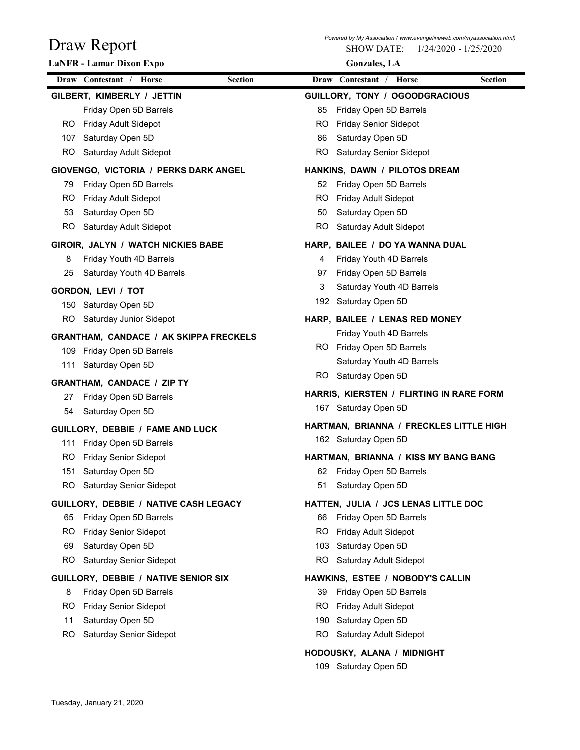# Draw Report

**LaNFR - Lamar Dixon Expo**

SHOW DATE: 1/24/2020 - 1/25/2020

**Gonzales, LA**

| Draw | Contestant / Horse | Section |
|---|---|---|

**GILBERT, KIMBERLY / JETTIN**

| Draw | Section |
|---|---|
| | Friday Open 5D Barrels |
| RO | Friday Adult Sidepot |
| 107 | Saturday Open 5D |
| RO | Saturday Adult Sidepot |

**GIOVENGO, VICTORIA / PERKS DARK ANGEL**

| Draw | Section |
|---|---|
| 79 | Friday Open 5D Barrels |
| RO | Friday Adult Sidepot |
| 53 | Saturday Open 5D |
| RO | Saturday Adult Sidepot |

**GIROIR, JALYN / WATCH NICKIES BABE**

| Draw | Section |
|---|---|
| 8 | Friday Youth 4D Barrels |
| 25 | Saturday Youth 4D Barrels |

**GORDON, LEVI / TOT**

| Draw | Section |
|---|---|
| 150 | Saturday Open 5D |
| RO | Saturday Junior Sidepot |

**GRANTHAM, CANDACE / AK SKIPPA FRECKELS**

| Draw | Section |
|---|---|
| 109 | Friday Open 5D Barrels |
| 111 | Saturday Open 5D |

**GRANTHAM, CANDACE / ZIP TY**

| Draw | Section |
|---|---|
| 27 | Friday Open 5D Barrels |
| 54 | Saturday Open 5D |

**GUILLORY, DEBBIE / FAME AND LUCK**

| Draw | Section |
|---|---|
| 111 | Friday Open 5D Barrels |
| RO | Friday Senior Sidepot |
| 151 | Saturday Open 5D |
| RO | Saturday Senior Sidepot |

**GUILLORY, DEBBIE / NATIVE CASH LEGACY**

| Draw | Section |
|---|---|
| 65 | Friday Open 5D Barrels |
| RO | Friday Senior Sidepot |
| 69 | Saturday Open 5D |
| RO | Saturday Senior Sidepot |

**GUILLORY, DEBBIE / NATIVE SENIOR SIX**

| Draw | Section |
|---|---|
| 8 | Friday Open 5D Barrels |
| RO | Friday Senior Sidepot |
| 11 | Saturday Open 5D |
| RO | Saturday Senior Sidepot |

**GUILLORY, TONY / OGOODGRACIOUS**

| Draw | Section |
|---|---|
| 85 | Friday Open 5D Barrels |
| RO | Friday Senior Sidepot |
| 86 | Saturday Open 5D |
| RO | Saturday Senior Sidepot |

**HANKINS, DAWN / PILOTOS DREAM**

| Draw | Section |
|---|---|
| 52 | Friday Open 5D Barrels |
| RO | Friday Adult Sidepot |
| 50 | Saturday Open 5D |
| RO | Saturday Adult Sidepot |

**HARP, BAILEE / DO YA WANNA DUAL**

| Draw | Section |
|---|---|
| 4 | Friday Youth 4D Barrels |
| 97 | Friday Open 5D Barrels |
| 3 | Saturday Youth 4D Barrels |
| 192 | Saturday Open 5D |

**HARP, BAILEE / LENAS RED MONEY**

| Draw | Section |
|---|---|
| | Friday Youth 4D Barrels |
| RO | Friday Open 5D Barrels |
| | Saturday Youth 4D Barrels |
| RO | Saturday Open 5D |

**HARRIS, KIERSTEN / FLIRTING IN RARE FORM**

| Draw | Section |
|---|---|
| 167 | Saturday Open 5D |

**HARTMAN, BRIANNA / FRECKLES LITTLE HIGH**

| Draw | Section |
|---|---|
| 162 | Saturday Open 5D |

**HARTMAN, BRIANNA / KISS MY BANG BANG**

| Draw | Section |
|---|---|
| 62 | Friday Open 5D Barrels |
| 51 | Saturday Open 5D |

**HATTEN, JULIA / JCS LENAS LITTLE DOC**

| Draw | Section |
|---|---|
| 66 | Friday Open 5D Barrels |
| RO | Friday Adult Sidepot |
| 103 | Saturday Open 5D |
| RO | Saturday Adult Sidepot |

**HAWKINS, ESTEE / NOBODY'S CALLIN**

| Draw | Section |
|---|---|
| 39 | Friday Open 5D Barrels |
| RO | Friday Adult Sidepot |
| 190 | Saturday Open 5D |
| RO | Saturday Adult Sidepot |

**HODOUSKY, ALANA / MIDNIGHT**

| Draw | Section |
|---|---|
| 109 | Saturday Open 5D |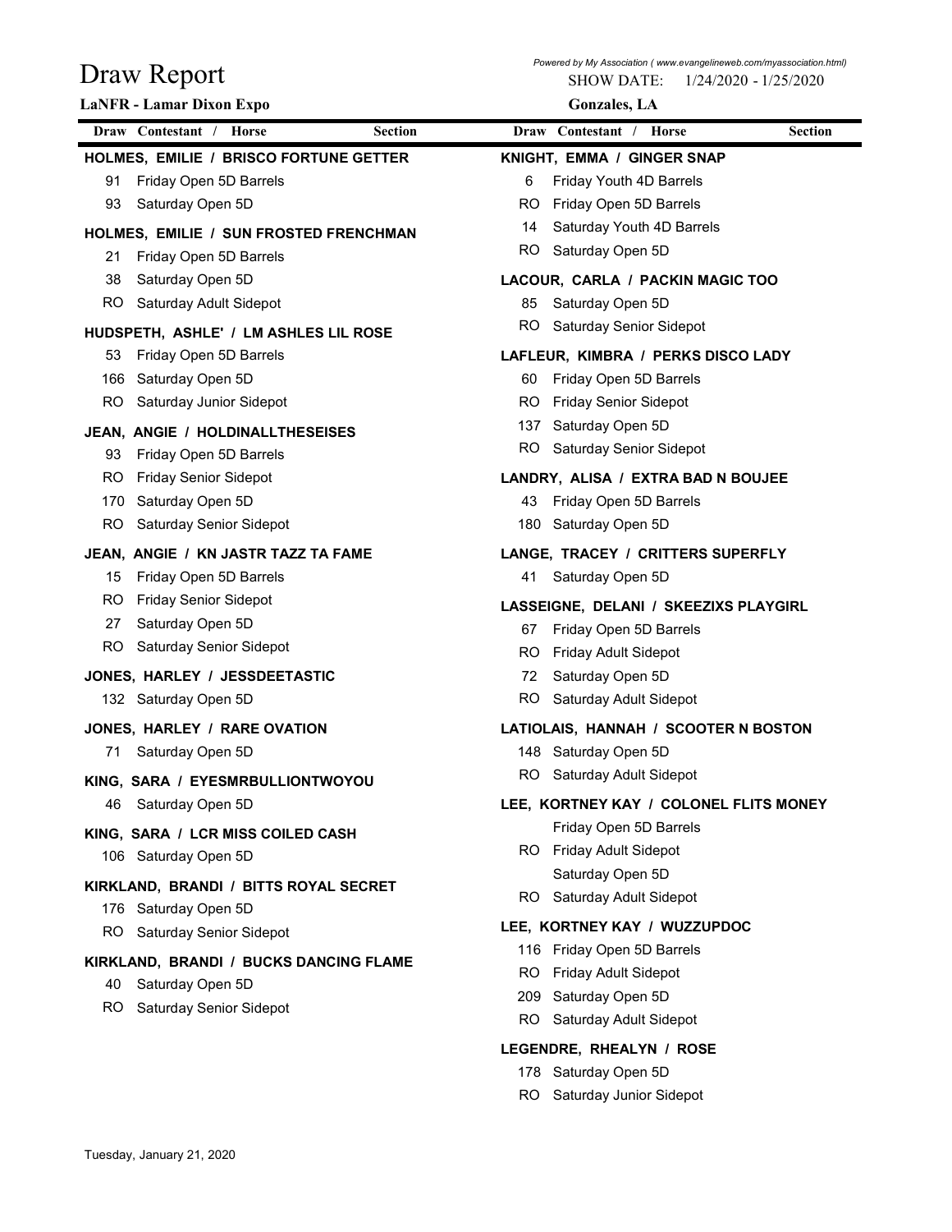# Draw Report

**LaNFR - Lamar Dixon Expo**

*Powered by My Association ( www.evangelineweb.com/myassociation.html)*

SHOW DATE: 1/24/2020 - 1/25/2020

**Gonzales, LA**

| Draw | Contestant / Horse | Section |
|---|---|---|
| | **HOLMES, EMILIE / BRISCO FORTUNE GETTER** | |
| 91 | Friday Open 5D Barrels | |
| 93 | Saturday Open 5D | |
| | **HOLMES, EMILIE / SUN FROSTED FRENCHMAN** | |
| 21 | Friday Open 5D Barrels | |
| 38 | Saturday Open 5D | |
| RO | Saturday Adult Sidepot | |
| | **HUDSPETH, ASHLE' / LM ASHLES LIL ROSE** | |
| 53 | Friday Open 5D Barrels | |
| 166 | Saturday Open 5D | |
| RO | Saturday Junior Sidepot | |
| | **JEAN, ANGIE / HOLDINALLTHESEISES** | |
| 93 | Friday Open 5D Barrels | |
| RO | Friday Senior Sidepot | |
| 170 | Saturday Open 5D | |
| RO | Saturday Senior Sidepot | |
| | **JEAN, ANGIE / KN JASTR TAZZ TA FAME** | |
| 15 | Friday Open 5D Barrels | |
| RO | Friday Senior Sidepot | |
| 27 | Saturday Open 5D | |
| RO | Saturday Senior Sidepot | |
| | **JONES, HARLEY / JESSDEETASTIC** | |
| 132 | Saturday Open 5D | |
| | **JONES, HARLEY / RARE OVATION** | |
| 71 | Saturday Open 5D | |
| | **KING, SARA / EYESMRBULLIONTWOYOU** | |
| 46 | Saturday Open 5D | |
| | **KING, SARA / LCR MISS COILED CASH** | |
| 106 | Saturday Open 5D | |
| | **KIRKLAND, BRANDI / BITTS ROYAL SECRET** | |
| 176 | Saturday Open 5D | |
| RO | Saturday Senior Sidepot | |
| | **KIRKLAND, BRANDI / BUCKS DANCING FLAME** | |
| 40 | Saturday Open 5D | |
| RO | Saturday Senior Sidepot | |
| | **KNIGHT, EMMA / GINGER SNAP** | |
| 6 | Friday Youth 4D Barrels | |
| RO | Friday Open 5D Barrels | |
| 14 | Saturday Youth 4D Barrels | |
| RO | Saturday Open 5D | |
| | **LACOUR, CARLA / PACKIN MAGIC TOO** | |
| 85 | Saturday Open 5D | |
| RO | Saturday Senior Sidepot | |
| | **LAFLEUR, KIMBRA / PERKS DISCO LADY** | |
| 60 | Friday Open 5D Barrels | |
| RO | Friday Senior Sidepot | |
| 137 | Saturday Open 5D | |
| RO | Saturday Senior Sidepot | |
| | **LANDRY, ALISA / EXTRA BAD N BOUJEE** | |
| 43 | Friday Open 5D Barrels | |
| 180 | Saturday Open 5D | |
| | **LANGE, TRACEY / CRITTERS SUPERFLY** | |
| 41 | Saturday Open 5D | |
| | **LASSEIGNE, DELANI / SKEEZIXS PLAYGIRL** | |
| 67 | Friday Open 5D Barrels | |
| RO | Friday Adult Sidepot | |
| 72 | Saturday Open 5D | |
| RO | Saturday Adult Sidepot | |
| | **LATIOLAIS, HANNAH / SCOOTER N BOSTON** | |
| 148 | Saturday Open 5D | |
| RO | Saturday Adult Sidepot | |
| | **LEE, KORTNEY KAY / COLONEL FLITS MONEY** | |
| | Friday Open 5D Barrels | |
| RO | Friday Adult Sidepot | |
| | Saturday Open 5D | |
| RO | Saturday Adult Sidepot | |
| | **LEE, KORTNEY KAY / WUZZUPDOC** | |
| 116 | Friday Open 5D Barrels | |
| RO | Friday Adult Sidepot | |
| 209 | Saturday Open 5D | |
| RO | Saturday Adult Sidepot | |
| | **LEGENDRE, RHEALYN / ROSE** | |
| 178 | Saturday Open 5D | |
| RO | Saturday Junior Sidepot | |

Tuesday, January 21, 2020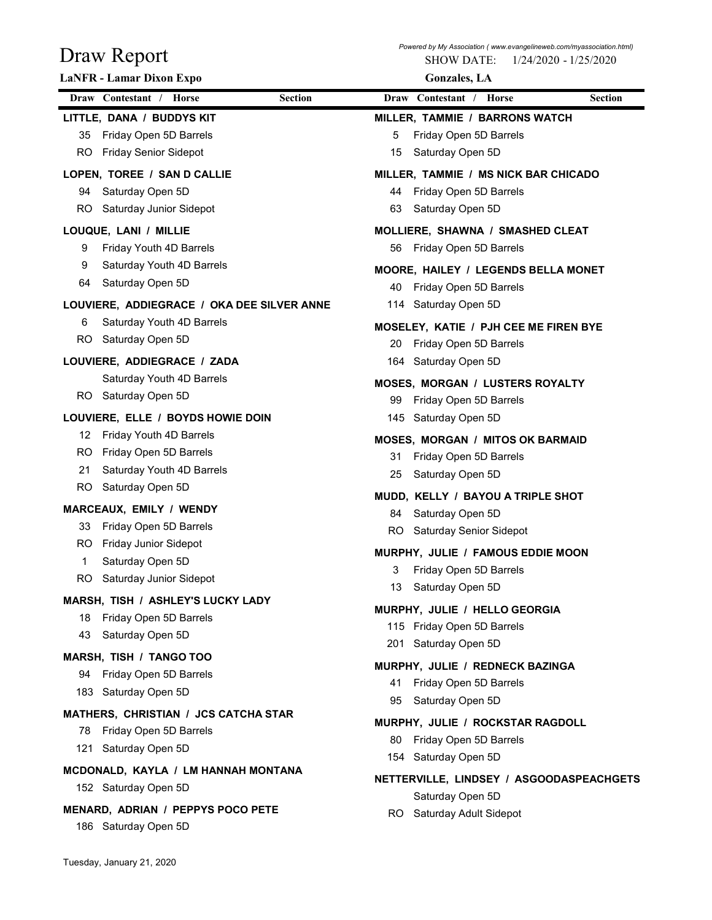# Draw Report

**LaNFR - Lamar Dixon Expo**

*Powered by My Association ( www.evangelineweb.com/myassociation.html)*

SHOW DATE: 1/24/2020 - 1/25/2020

**Gonzales, LA**

| Draw | Contestant / Horse | Section |
|---|---|---|
| | **LITTLE, DANA / BUDDYS KIT** | |
| 35 | Friday Open 5D Barrels | |
| RO | Friday Senior Sidepot | |
| | **LOPEN, TOREE / SAN D CALLIE** | |
| 94 | Saturday Open 5D | |
| RO | Saturday Junior Sidepot | |
| | **LOUQUE, LANI / MILLIE** | |
| 9 | Friday Youth 4D Barrels | |
| 9 | Saturday Youth 4D Barrels | |
| 64 | Saturday Open 5D | |
| | **LOUVIERE, ADDIEGRACE / OKA DEE SILVER ANNE** | |
| 6 | Saturday Youth 4D Barrels | |
| RO | Saturday Open 5D | |
| | **LOUVIERE, ADDIEGRACE / ZADA** | |
| | Saturday Youth 4D Barrels | |
| RO | Saturday Open 5D | |
| | **LOUVIERE, ELLE / BOYDS HOWIE DOIN** | |
| 12 | Friday Youth 4D Barrels | |
| RO | Friday Open 5D Barrels | |
| 21 | Saturday Youth 4D Barrels | |
| RO | Saturday Open 5D | |
| | **MARCEAUX, EMILY / WENDY** | |
| 33 | Friday Open 5D Barrels | |
| RO | Friday Junior Sidepot | |
| 1 | Saturday Open 5D | |
| RO | Saturday Junior Sidepot | |
| | **MARSH, TISH / ASHLEY'S LUCKY LADY** | |
| 18 | Friday Open 5D Barrels | |
| 43 | Saturday Open 5D | |
| | **MARSH, TISH / TANGO TOO** | |
| 94 | Friday Open 5D Barrels | |
| 183 | Saturday Open 5D | |
| | **MATHERS, CHRISTIAN / JCS CATCHA STAR** | |
| 78 | Friday Open 5D Barrels | |
| 121 | Saturday Open 5D | |
| | **MCDONALD, KAYLA / LM HANNAH MONTANA** | |
| 152 | Saturday Open 5D | |
| | **MENARD, ADRIAN / PEPPYS POCO PETE** | |
| 186 | Saturday Open 5D | |
| | **MILLER, TAMMIE / BARRONS WATCH** | |
| 5 | Friday Open 5D Barrels | |
| 15 | Saturday Open 5D | |
| | **MILLER, TAMMIE / MS NICK BAR CHICADO** | |
| 44 | Friday Open 5D Barrels | |
| 63 | Saturday Open 5D | |
| | **MOLLIERE, SHAWNA / SMASHED CLEAT** | |
| 56 | Friday Open 5D Barrels | |
| | **MOORE, HAILEY / LEGENDS BELLA MONET** | |
| 40 | Friday Open 5D Barrels | |
| 114 | Saturday Open 5D | |
| | **MOSELEY, KATIE / PJH CEE ME FIREN BYE** | |
| 20 | Friday Open 5D Barrels | |
| 164 | Saturday Open 5D | |
| | **MOSES, MORGAN / LUSTERS ROYALTY** | |
| 99 | Friday Open 5D Barrels | |
| 145 | Saturday Open 5D | |
| | **MOSES, MORGAN / MITOS OK BARMAID** | |
| 31 | Friday Open 5D Barrels | |
| 25 | Saturday Open 5D | |
| | **MUDD, KELLY / BAYOU A TRIPLE SHOT** | |
| 84 | Saturday Open 5D | |
| RO | Saturday Senior Sidepot | |
| | **MURPHY, JULIE / FAMOUS EDDIE MOON** | |
| 3 | Friday Open 5D Barrels | |
| 13 | Saturday Open 5D | |
| | **MURPHY, JULIE / HELLO GEORGIA** | |
| 115 | Friday Open 5D Barrels | |
| 201 | Saturday Open 5D | |
| | **MURPHY, JULIE / REDNECK BAZINGA** | |
| 41 | Friday Open 5D Barrels | |
| 95 | Saturday Open 5D | |
| | **MURPHY, JULIE / ROCKSTAR RAGDOLL** | |
| 80 | Friday Open 5D Barrels | |
| 154 | Saturday Open 5D | |
| | **NETTERVILLE, LINDSEY / ASGOODASPEACHGETS** | |
| | Saturday Open 5D | |
| RO | Saturday Adult Sidepot | |

Tuesday, January 21, 2020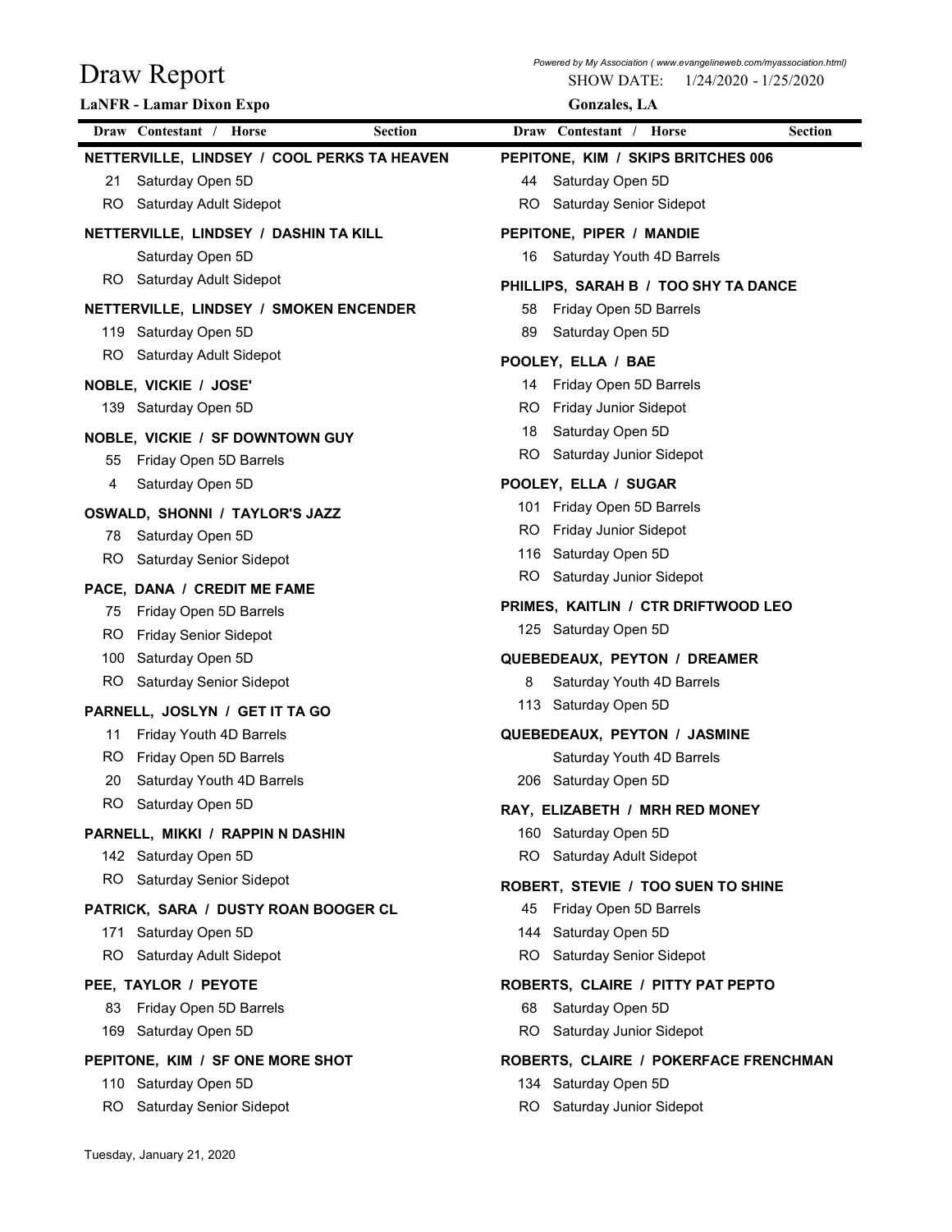# Draw Report

**LaNFR - Lamar Dixon Expo**

*Powered by My Association ( www.evangelineweb.com/myassociation.html)*

SHOW DATE: 1/24/2020 - 1/25/2020

**Gonzales, LA**

| Draw | Contestant / Horse | Section |
|---|---|---|
| | **NETTERVILLE, LINDSEY / COOL PERKS TA HEAVEN** | |
| 21 | Saturday Open 5D | |
| RO | Saturday Adult Sidepot | |
| | **NETTERVILLE, LINDSEY / DASHIN TA KILL** | |
| | Saturday Open 5D | |
| RO | Saturday Adult Sidepot | |
| | **NETTERVILLE, LINDSEY / SMOKEN ENCENDER** | |
| 119 | Saturday Open 5D | |
| RO | Saturday Adult Sidepot | |
| | **NOBLE, VICKIE / JOSE'** | |
| 139 | Saturday Open 5D | |
| | **NOBLE, VICKIE / SF DOWNTOWN GUY** | |
| 55 | Friday Open 5D Barrels | |
| 4 | Saturday Open 5D | |
| | **OSWALD, SHONNI / TAYLOR'S JAZZ** | |
| 78 | Saturday Open 5D | |
| RO | Saturday Senior Sidepot | |
| | **PACE, DANA / CREDIT ME FAME** | |
| 75 | Friday Open 5D Barrels | |
| RO | Friday Senior Sidepot | |
| 100 | Saturday Open 5D | |
| RO | Saturday Senior Sidepot | |
| | **PARNELL, JOSLYN / GET IT TA GO** | |
| 11 | Friday Youth 4D Barrels | |
| RO | Friday Open 5D Barrels | |
| 20 | Saturday Youth 4D Barrels | |
| RO | Saturday Open 5D | |
| | **PARNELL, MIKKI / RAPPIN N DASHIN** | |
| 142 | Saturday Open 5D | |
| RO | Saturday Senior Sidepot | |
| | **PATRICK, SARA / DUSTY ROAN BOOGER CL** | |
| 171 | Saturday Open 5D | |
| RO | Saturday Adult Sidepot | |
| | **PEE, TAYLOR / PEYOTE** | |
| 83 | Friday Open 5D Barrels | |
| 169 | Saturday Open 5D | |
| | **PEPITONE, KIM / SF ONE MORE SHOT** | |
| 110 | Saturday Open 5D | |
| RO | Saturday Senior Sidepot | |
| | **PEPITONE, KIM / SKIPS BRITCHES 006** | |
| 44 | Saturday Open 5D | |
| RO | Saturday Senior Sidepot | |
| | **PEPITONE, PIPER / MANDIE** | |
| 16 | Saturday Youth 4D Barrels | |
| | **PHILLIPS, SARAH B / TOO SHY TA DANCE** | |
| 58 | Friday Open 5D Barrels | |
| 89 | Saturday Open 5D | |
| | **POOLEY, ELLA / BAE** | |
| 14 | Friday Open 5D Barrels | |
| RO | Friday Junior Sidepot | |
| 18 | Saturday Open 5D | |
| RO | Saturday Junior Sidepot | |
| | **POOLEY, ELLA / SUGAR** | |
| 101 | Friday Open 5D Barrels | |
| RO | Friday Junior Sidepot | |
| 116 | Saturday Open 5D | |
| RO | Saturday Junior Sidepot | |
| | **PRIMES, KAITLIN / CTR DRIFTWOOD LEO** | |
| 125 | Saturday Open 5D | |
| | **QUEBEDEAUX, PEYTON / DREAMER** | |
| 8 | Saturday Youth 4D Barrels | |
| 113 | Saturday Open 5D | |
| | **QUEBEDEAUX, PEYTON / JASMINE** | |
| | Saturday Youth 4D Barrels | |
| 206 | Saturday Open 5D | |
| | **RAY, ELIZABETH / MRH RED MONEY** | |
| 160 | Saturday Open 5D | |
| RO | Saturday Adult Sidepot | |
| | **ROBERT, STEVIE / TOO SUEN TO SHINE** | |
| 45 | Friday Open 5D Barrels | |
| 144 | Saturday Open 5D | |
| RO | Saturday Senior Sidepot | |
| | **ROBERTS, CLAIRE / PITTY PAT PEPTO** | |
| 68 | Saturday Open 5D | |
| RO | Saturday Junior Sidepot | |
| | **ROBERTS, CLAIRE / POKERFACE FRENCHMAN** | |
| 134 | Saturday Open 5D | |
| RO | Saturday Junior Sidepot | |

Tuesday, January 21, 2020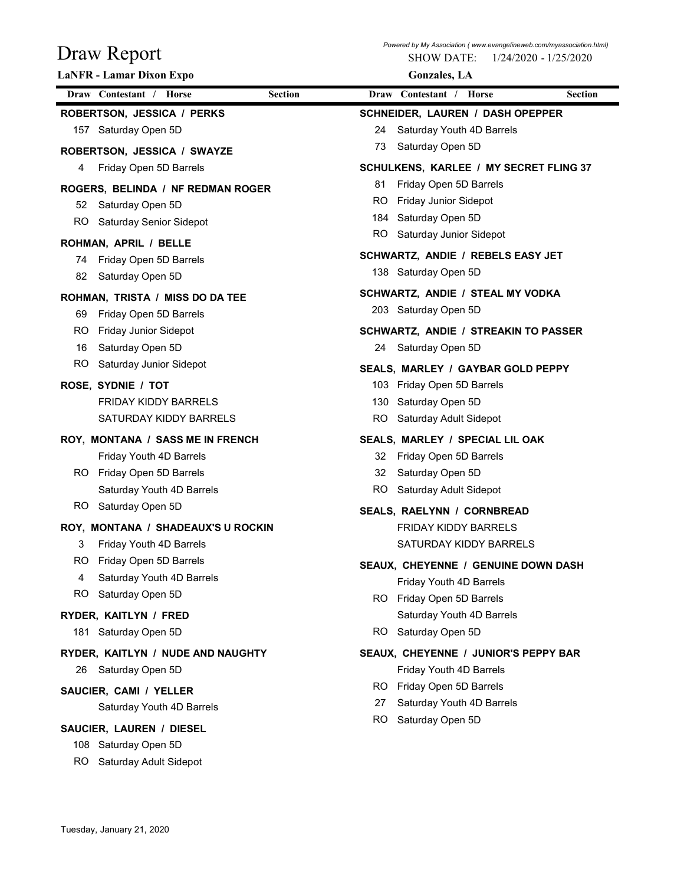# Draw Report

**LaNFR - Lamar Dixon Expo**

Powered by My Association ( www.evangelineweb.com/myassociation.html)

SHOW DATE: 1/24/2020 - 1/25/2020

**Gonzales, LA**

| Draw | Contestant / Horse | Section |
|---|---|---|
| | **ROBERTSON, JESSICA / PERKS** | |
| 157 | Saturday Open 5D | |
| | **ROBERTSON, JESSICA / SWAYZE** | |
| 4 | Friday Open 5D Barrels | |
| | **ROGERS, BELINDA / NF REDMAN ROGER** | |
| 52 | Saturday Open 5D | |
| RO | Saturday Senior Sidepot | |
| | **ROHMAN, APRIL / BELLE** | |
| 74 | Friday Open 5D Barrels | |
| 82 | Saturday Open 5D | |
| | **ROHMAN, TRISTA / MISS DO DA TEE** | |
| 69 | Friday Open 5D Barrels | |
| RO | Friday Junior Sidepot | |
| 16 | Saturday Open 5D | |
| RO | Saturday Junior Sidepot | |
| | **ROSE, SYDNIE / TOT** | |
| | FRIDAY KIDDY BARRELS | |
| | SATURDAY KIDDY BARRELS | |
| | **ROY, MONTANA / SASS ME IN FRENCH** | |
| | Friday Youth 4D Barrels | |
| RO | Friday Open 5D Barrels | |
| | Saturday Youth 4D Barrels | |
| RO | Saturday Open 5D | |
| | **ROY, MONTANA / SHADEAUX'S U ROCKIN** | |
| 3 | Friday Youth 4D Barrels | |
| RO | Friday Open 5D Barrels | |
| 4 | Saturday Youth 4D Barrels | |
| RO | Saturday Open 5D | |
| | **RYDER, KAITLYN / FRED** | |
| 181 | Saturday Open 5D | |
| | **RYDER, KAITLYN / NUDE AND NAUGHTY** | |
| 26 | Saturday Open 5D | |
| | **SAUCIER, CAMI / YELLER** | |
| | Saturday Youth 4D Barrels | |
| | **SAUCIER, LAUREN / DIESEL** | |
| 108 | Saturday Open 5D | |
| RO | Saturday Adult Sidepot | |
| | **SCHNEIDER, LAUREN / DASH OPEPPER** | |
| 24 | Saturday Youth 4D Barrels | |
| 73 | Saturday Open 5D | |
| | **SCHULKENS, KARLEE / MY SECRET FLING 37** | |
| 81 | Friday Open 5D Barrels | |
| RO | Friday Junior Sidepot | |
| 184 | Saturday Open 5D | |
| RO | Saturday Junior Sidepot | |
| | **SCHWARTZ, ANDIE / REBELS EASY JET** | |
| 138 | Saturday Open 5D | |
| | **SCHWARTZ, ANDIE / STEAL MY VODKA** | |
| 203 | Saturday Open 5D | |
| | **SCHWARTZ, ANDIE / STREAKIN TO PASSER** | |
| 24 | Saturday Open 5D | |
| | **SEALS, MARLEY / GAYBAR GOLD PEPPY** | |
| 103 | Friday Open 5D Barrels | |
| 130 | Saturday Open 5D | |
| RO | Saturday Adult Sidepot | |
| | **SEALS, MARLEY / SPECIAL LIL OAK** | |
| 32 | Friday Open 5D Barrels | |
| 32 | Saturday Open 5D | |
| RO | Saturday Adult Sidepot | |
| | **SEALS, RAELYNN / CORNBREAD** | |
| | FRIDAY KIDDY BARRELS | |
| | SATURDAY KIDDY BARRELS | |
| | **SEAUX, CHEYENNE / GENUINE DOWN DASH** | |
| | Friday Youth 4D Barrels | |
| RO | Friday Open 5D Barrels | |
| | Saturday Youth 4D Barrels | |
| RO | Saturday Open 5D | |
| | **SEAUX, CHEYENNE / JUNIOR'S PEPPY BAR** | |
| | Friday Youth 4D Barrels | |
| RO | Friday Open 5D Barrels | |
| 27 | Saturday Youth 4D Barrels | |
| RO | Saturday Open 5D | |

Tuesday, January 21, 2020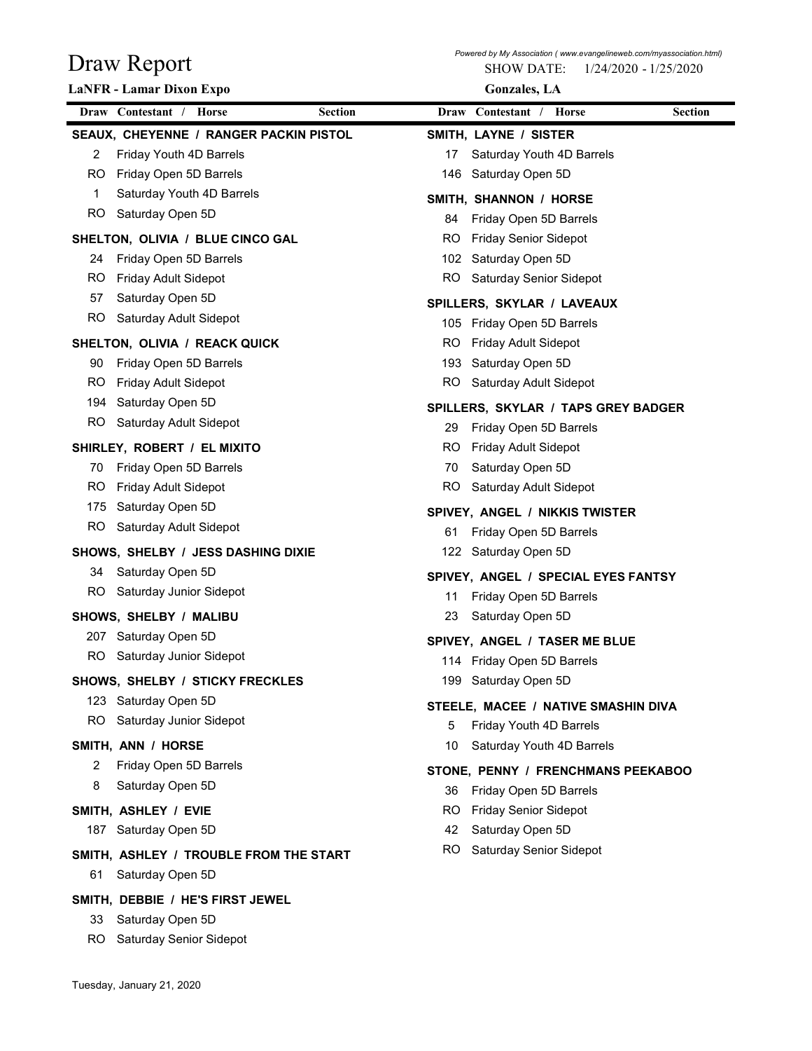# Draw Report

**LaNFR - Lamar Dixon Expo**

*Powered by My Association ( www.evangelineweb.com/myassociation.html)*

SHOW DATE: 1/24/2020 - 1/25/2020

**Gonzales, LA**

| Draw | Contestant / Horse | Section |
|---|---|---|
| | **SEAUX, CHEYENNE / RANGER PACKIN PISTOL** | |
| 2 | Friday Youth 4D Barrels | |
| RO | Friday Open 5D Barrels | |
| 1 | Saturday Youth 4D Barrels | |
| RO | Saturday Open 5D | |
| | **SHELTON, OLIVIA / BLUE CINCO GAL** | |
| 24 | Friday Open 5D Barrels | |
| RO | Friday Adult Sidepot | |
| 57 | Saturday Open 5D | |
| RO | Saturday Adult Sidepot | |
| | **SHELTON, OLIVIA / REACK QUICK** | |
| 90 | Friday Open 5D Barrels | |
| RO | Friday Adult Sidepot | |
| 194 | Saturday Open 5D | |
| RO | Saturday Adult Sidepot | |
| | **SHIRLEY, ROBERT / EL MIXITO** | |
| 70 | Friday Open 5D Barrels | |
| RO | Friday Adult Sidepot | |
| 175 | Saturday Open 5D | |
| RO | Saturday Adult Sidepot | |
| | **SHOWS, SHELBY / JESS DASHING DIXIE** | |
| 34 | Saturday Open 5D | |
| RO | Saturday Junior Sidepot | |
| | **SHOWS, SHELBY / MALIBU** | |
| 207 | Saturday Open 5D | |
| RO | Saturday Junior Sidepot | |
| | **SHOWS, SHELBY / STICKY FRECKLES** | |
| 123 | Saturday Open 5D | |
| RO | Saturday Junior Sidepot | |
| | **SMITH, ANN / HORSE** | |
| 2 | Friday Open 5D Barrels | |
| 8 | Saturday Open 5D | |
| | **SMITH, ASHLEY / EVIE** | |
| 187 | Saturday Open 5D | |
| | **SMITH, ASHLEY / TROUBLE FROM THE START** | |
| 61 | Saturday Open 5D | |
| | **SMITH, DEBBIE / HE'S FIRST JEWEL** | |
| 33 | Saturday Open 5D | |
| RO | Saturday Senior Sidepot | |
| | **SMITH, LAYNE / SISTER** | |
| 17 | Saturday Youth 4D Barrels | |
| 146 | Saturday Open 5D | |
| | **SMITH, SHANNON / HORSE** | |
| 84 | Friday Open 5D Barrels | |
| RO | Friday Senior Sidepot | |
| 102 | Saturday Open 5D | |
| RO | Saturday Senior Sidepot | |
| | **SPILLERS, SKYLAR / LAVEAUX** | |
| 105 | Friday Open 5D Barrels | |
| RO | Friday Adult Sidepot | |
| 193 | Saturday Open 5D | |
| RO | Saturday Adult Sidepot | |
| | **SPILLERS, SKYLAR / TAPS GREY BADGER** | |
| 29 | Friday Open 5D Barrels | |
| RO | Friday Adult Sidepot | |
| 70 | Saturday Open 5D | |
| RO | Saturday Adult Sidepot | |
| | **SPIVEY, ANGEL / NIKKIS TWISTER** | |
| 61 | Friday Open 5D Barrels | |
| 122 | Saturday Open 5D | |
| | **SPIVEY, ANGEL / SPECIAL EYES FANTSY** | |
| 11 | Friday Open 5D Barrels | |
| 23 | Saturday Open 5D | |
| | **SPIVEY, ANGEL / TASER ME BLUE** | |
| 114 | Friday Open 5D Barrels | |
| 199 | Saturday Open 5D | |
| | **STEELE, MACEE / NATIVE SMASHIN DIVA** | |
| 5 | Friday Youth 4D Barrels | |
| 10 | Saturday Youth 4D Barrels | |
| | **STONE, PENNY / FRENCHMANS PEEKABOO** | |
| 36 | Friday Open 5D Barrels | |
| RO | Friday Senior Sidepot | |
| 42 | Saturday Open 5D | |
| RO | Saturday Senior Sidepot | |

Tuesday, January 21, 2020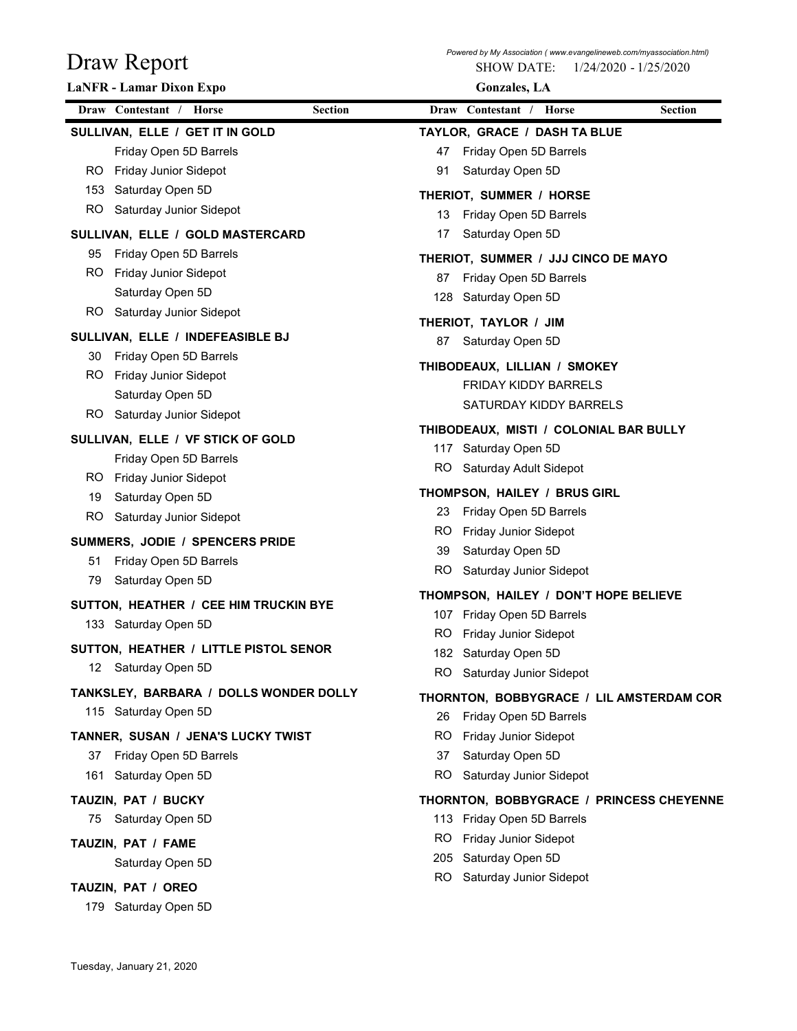# Draw Report

**LaNFR - Lamar Dixon Expo**

*Powered by My Association ( www.evangelineweb.com/myassociation.html)*

SHOW DATE: 1/24/2020 - 1/25/2020

**Gonzales, LA**

| Draw | Contestant / Horse | Section |
|---|---|---|
| | **SULLIVAN, ELLE / GET IT IN GOLD** | |
| | Friday Open 5D Barrels | |
| RO | Friday Junior Sidepot | |
| 153 | Saturday Open 5D | |
| RO | Saturday Junior Sidepot | |
| | **SULLIVAN, ELLE / GOLD MASTERCARD** | |
| 95 | Friday Open 5D Barrels | |
| RO | Friday Junior Sidepot | |
| | Saturday Open 5D | |
| RO | Saturday Junior Sidepot | |
| | **SULLIVAN, ELLE / INDEFEASIBLE BJ** | |
| 30 | Friday Open 5D Barrels | |
| RO | Friday Junior Sidepot | |
| | Saturday Open 5D | |
| RO | Saturday Junior Sidepot | |
| | **SULLIVAN, ELLE / VF STICK OF GOLD** | |
| | Friday Open 5D Barrels | |
| RO | Friday Junior Sidepot | |
| 19 | Saturday Open 5D | |
| RO | Saturday Junior Sidepot | |
| | **SUMMERS, JODIE / SPENCERS PRIDE** | |
| 51 | Friday Open 5D Barrels | |
| 79 | Saturday Open 5D | |
| | **SUTTON, HEATHER / CEE HIM TRUCKIN BYE** | |
| 133 | Saturday Open 5D | |
| | **SUTTON, HEATHER / LITTLE PISTOL SENOR** | |
| 12 | Saturday Open 5D | |
| | **TANKSLEY, BARBARA / DOLLS WONDER DOLLY** | |
| 115 | Saturday Open 5D | |
| | **TANNER, SUSAN / JENA'S LUCKY TWIST** | |
| 37 | Friday Open 5D Barrels | |
| 161 | Saturday Open 5D | |
| | **TAUZIN, PAT / BUCKY** | |
| 75 | Saturday Open 5D | |
| | **TAUZIN, PAT / FAME** | |
| | Saturday Open 5D | |
| | **TAUZIN, PAT / OREO** | |
| 179 | Saturday Open 5D | |
| | **TAYLOR, GRACE / DASH TA BLUE** | |
| 47 | Friday Open 5D Barrels | |
| 91 | Saturday Open 5D | |
| | **THERIOT, SUMMER / HORSE** | |
| 13 | Friday Open 5D Barrels | |
| 17 | Saturday Open 5D | |
| | **THERIOT, SUMMER / JJJ CINCO DE MAYO** | |
| 87 | Friday Open 5D Barrels | |
| 128 | Saturday Open 5D | |
| | **THERIOT, TAYLOR / JIM** | |
| 87 | Saturday Open 5D | |
| | **THIBODEAUX, LILLIAN / SMOKEY** | |
| | FRIDAY KIDDY BARRELS | |
| | SATURDAY KIDDY BARRELS | |
| | **THIBODEAUX, MISTI / COLONIAL BAR BULLY** | |
| 117 | Saturday Open 5D | |
| RO | Saturday Adult Sidepot | |
| | **THOMPSON, HAILEY / BRUS GIRL** | |
| 23 | Friday Open 5D Barrels | |
| RO | Friday Junior Sidepot | |
| 39 | Saturday Open 5D | |
| RO | Saturday Junior Sidepot | |
| | **THOMPSON, HAILEY / DON'T HOPE BELIEVE** | |
| 107 | Friday Open 5D Barrels | |
| RO | Friday Junior Sidepot | |
| 182 | Saturday Open 5D | |
| RO | Saturday Junior Sidepot | |
| | **THORNTON, BOBBYGRACE / LIL AMSTERDAM COR** | |
| 26 | Friday Open 5D Barrels | |
| RO | Friday Junior Sidepot | |
| 37 | Saturday Open 5D | |
| RO | Saturday Junior Sidepot | |
| | **THORNTON, BOBBYGRACE / PRINCESS CHEYENNE** | |
| 113 | Friday Open 5D Barrels | |
| RO | Friday Junior Sidepot | |
| 205 | Saturday Open 5D | |
| RO | Saturday Junior Sidepot | |

Tuesday, January 21, 2020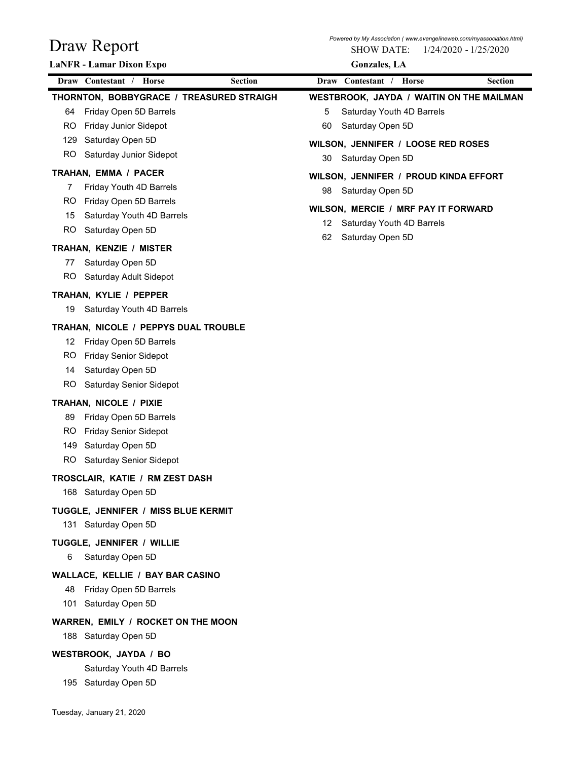# Draw Report

**LaNFR - Lamar Dixon Expo**

*Powered by My Association ( www.evangelineweb.com/myassociation.html)*

SHOW DATE: 1/24/2020 - 1/25/2020

**Gonzales, LA**

| Draw | Contestant / Horse | Section |
|---|---|---|

**THORNTON, BOBBYGRACE / TREASURED STRAIGH**

| | |
|---|---|
| 64 | Friday Open 5D Barrels |
| RO | Friday Junior Sidepot |
| 129 | Saturday Open 5D |
| RO | Saturday Junior Sidepot |

**TRAHAN, EMMA / PACER**

| | |
|---|---|
| 7 | Friday Youth 4D Barrels |
| RO | Friday Open 5D Barrels |
| 15 | Saturday Youth 4D Barrels |
| RO | Saturday Open 5D |

**TRAHAN, KENZIE / MISTER**

| | |
|---|---|
| 77 | Saturday Open 5D |
| RO | Saturday Adult Sidepot |

**TRAHAN, KYLIE / PEPPER**

| | |
|---|---|
| 19 | Saturday Youth 4D Barrels |

**TRAHAN, NICOLE / PEPPYS DUAL TROUBLE**

| | |
|---|---|
| 12 | Friday Open 5D Barrels |
| RO | Friday Senior Sidepot |
| 14 | Saturday Open 5D |
| RO | Saturday Senior Sidepot |

**TRAHAN, NICOLE / PIXIE**

| | |
|---|---|
| 89 | Friday Open 5D Barrels |
| RO | Friday Senior Sidepot |
| 149 | Saturday Open 5D |
| RO | Saturday Senior Sidepot |

**TROSCLAIR, KATIE / RM ZEST DASH**

| | |
|---|---|
| 168 | Saturday Open 5D |

**TUGGLE, JENNIFER / MISS BLUE KERMIT**

| | |
|---|---|
| 131 | Saturday Open 5D |

**TUGGLE, JENNIFER / WILLIE**

| | |
|---|---|
| 6 | Saturday Open 5D |

**WALLACE, KELLIE / BAY BAR CASINO**

| | |
|---|---|
| 48 | Friday Open 5D Barrels |
| 101 | Saturday Open 5D |

**WARREN, EMILY / ROCKET ON THE MOON**

| | |
|---|---|
| 188 | Saturday Open 5D |

**WESTBROOK, JAYDA / BO**

| | |
|---|---|
| | Saturday Youth 4D Barrels |
| 195 | Saturday Open 5D |

**WESTBROOK, JAYDA / WAITIN ON THE MAILMAN**

| | |
|---|---|
| 5 | Saturday Youth 4D Barrels |
| 60 | Saturday Open 5D |

**WILSON, JENNIFER / LOOSE RED ROSES**

| | |
|---|---|
| 30 | Saturday Open 5D |

**WILSON, JENNIFER / PROUD KINDA EFFORT**

| | |
|---|---|
| 98 | Saturday Open 5D |

**WILSON, MERCIE / MRF PAY IT FORWARD**

| | |
|---|---|
| 12 | Saturday Youth 4D Barrels |
| 62 | Saturday Open 5D |

Tuesday, January 21, 2020